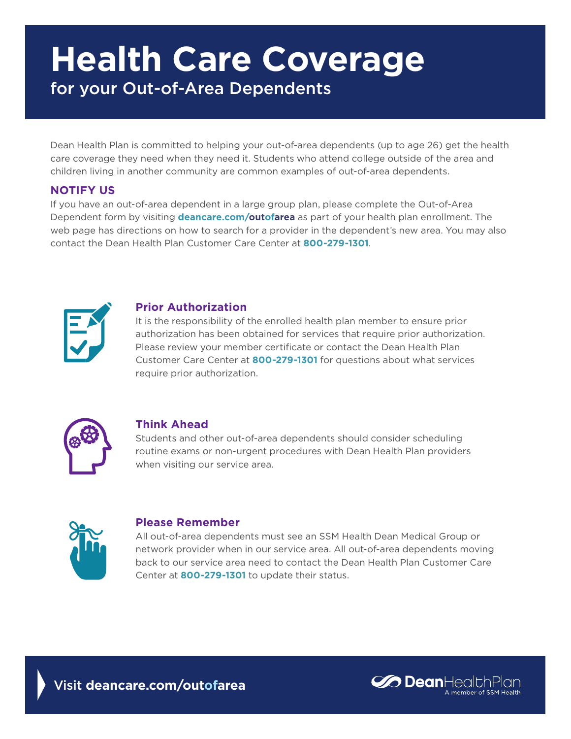# Health Care Coverage

## for your Out-of-Area Dependents

Dean Health Plan is committed to helping your out-of-area dependents (up to age 26) get the health care coverage they need when they need it. Students who attend college outside of the area and children living in another community are common examples of out-of-area dependents.

### NOTIFY US

If you have an out-of-area dependent in a large group plan, please complete the Out-of-Area Dependent form by visiting **deancare.com/outofarea** as part of your health plan enrollment. The web page has directions on how to search for a provider in the dependent's new area. You may also contact the Dean Health Plan Customer Care Center at **800-279-1301**.

### Prior Authorization

It is the responsibility of the enrolled health plan member to ensure prior authorization has been obtained for services that require prior authorization. Please review your member certificate or contact the Dean Health Plan Customer Care Center at **800-279-1301** for questions about what services require prior authorization.

### Think Ahead

Students and other out-of-area dependents should consider scheduling routine exams or non-urgent procedures with Dean Health Plan providers when visiting our service area.

### Please Remember

All out-of-area dependents must see an SSM Health Dean Medical Group or network provider when in our service area. All out-of-area dependents moving back to our service area need to contact the Dean Health Plan Customer Care Center at **800-279-1301** to update their status.

Visit **deancare.com/outofarea**

**Dean**HealthPlan
A member of SSM Health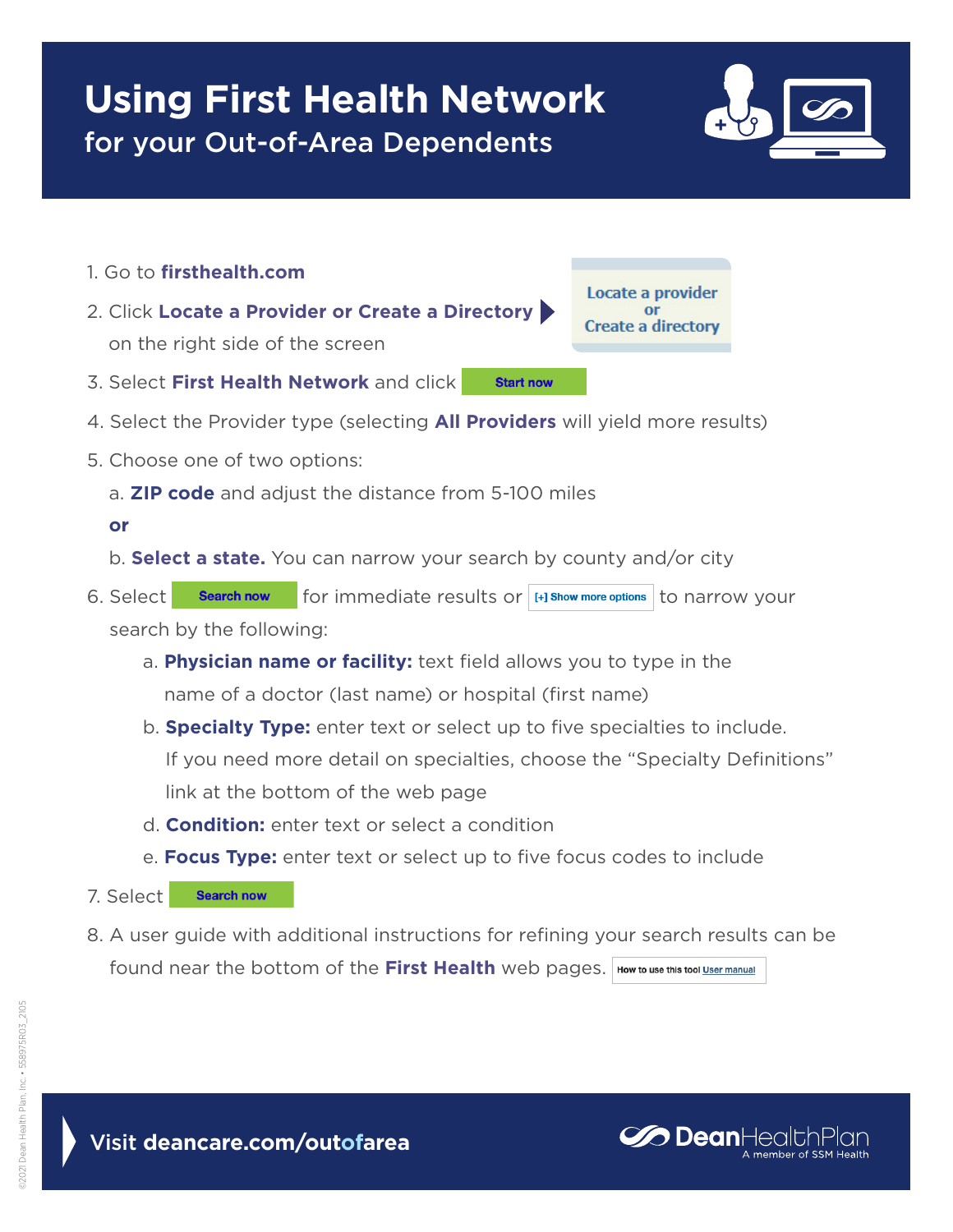# Using First Health Network

## for your Out-of-Area Dependents

1. Go to **firsthealth.com**
2. Click **Locate a Provider or Create a Directory** on the right side of the screen

   Locate a provider
   or
   Create a directory

3. Select **First Health Network** and click **Start now**
4. Select the Provider type (selecting **All Providers** will yield more results)
5. Choose one of two options:

   a. **ZIP code** and adjust the distance from 5-100 miles

   **or**

   b. **Select a state.** You can narrow your search by county and/or city

6. Select **Search now** for immediate results or **[+] Show more options** to narrow your search by the following:

   a. **Physician name or facility:** text field allows you to type in the name of a doctor (last name) or hospital (first name)

   b. **Specialty Type:** enter text or select up to five specialties to include. If you need more detail on specialties, choose the "Specialty Definitions" link at the bottom of the web page

   d. **Condition:** enter text or select a condition

   e. **Focus Type:** enter text or select up to five focus codes to include

7. Select **Search now**
8. A user guide with additional instructions for refining your search results can be found near the bottom of the **First Health** web pages. How to use this tool User manual

Visit **deancare.com/outofarea**

DeanHealthPlan
A member of SSM Health

©2021 Dean Health Plan, Inc. • 558975R03_2105